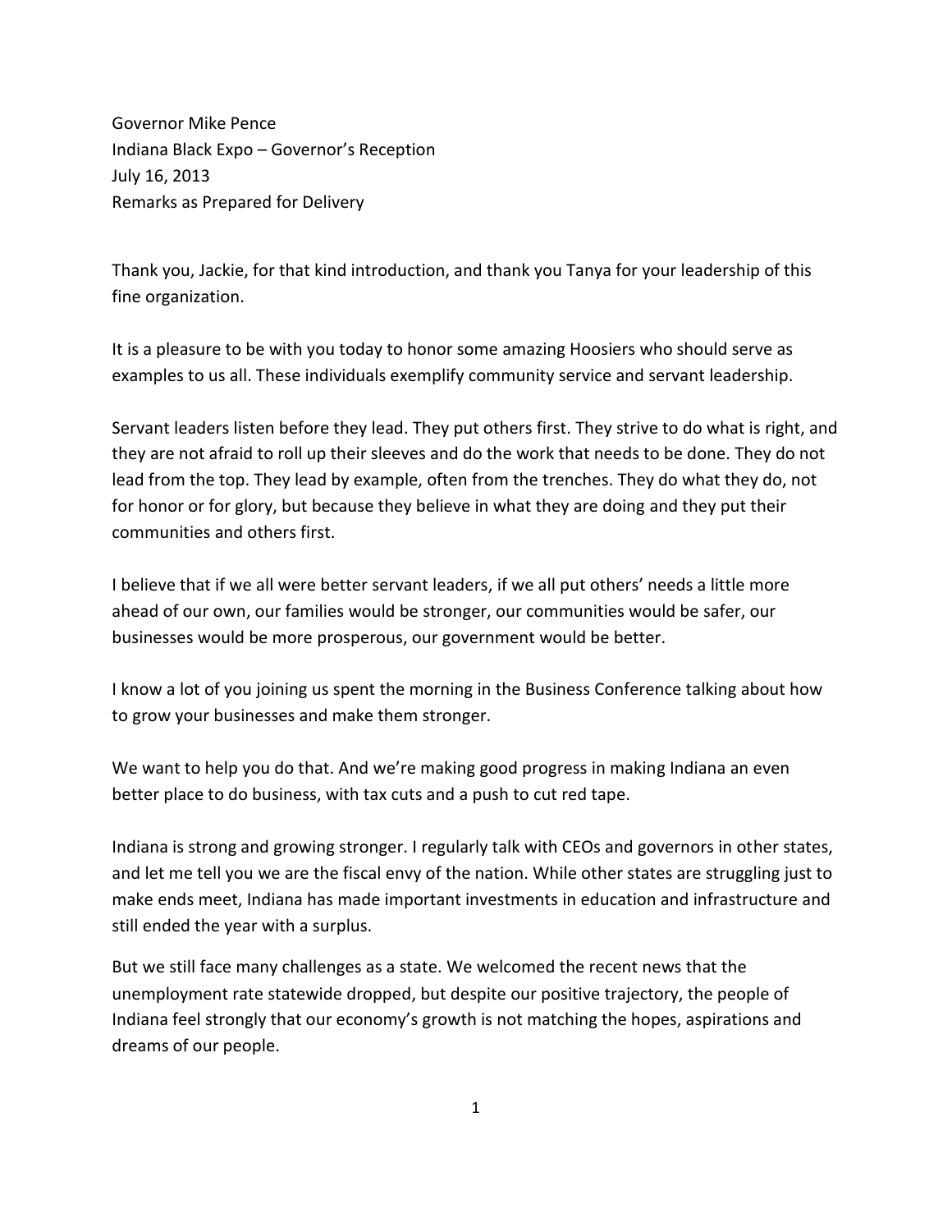Governor Mike Pence
Indiana Black Expo – Governor's Reception
July 16, 2013
Remarks as Prepared for Delivery

Thank you, Jackie, for that kind introduction, and thank you Tanya for your leadership of this fine organization.

It is a pleasure to be with you today to honor some amazing Hoosiers who should serve as examples to us all. These individuals exemplify community service and servant leadership.

Servant leaders listen before they lead. They put others first. They strive to do what is right, and they are not afraid to roll up their sleeves and do the work that needs to be done. They do not lead from the top. They lead by example, often from the trenches. They do what they do, not for honor or for glory, but because they believe in what they are doing and they put their communities and others first.

I believe that if we all were better servant leaders, if we all put others' needs a little more ahead of our own, our families would be stronger, our communities would be safer, our businesses would be more prosperous, our government would be better.

I know a lot of you joining us spent the morning in the Business Conference talking about how to grow your businesses and make them stronger.

We want to help you do that. And we're making good progress in making Indiana an even better place to do business, with tax cuts and a push to cut red tape.

Indiana is strong and growing stronger. I regularly talk with CEOs and governors in other states, and let me tell you we are the fiscal envy of the nation. While other states are struggling just to make ends meet, Indiana has made important investments in education and infrastructure and still ended the year with a surplus.

But we still face many challenges as a state. We welcomed the recent news that the unemployment rate statewide dropped, but despite our positive trajectory, the people of Indiana feel strongly that our economy's growth is not matching the hopes, aspirations and dreams of our people.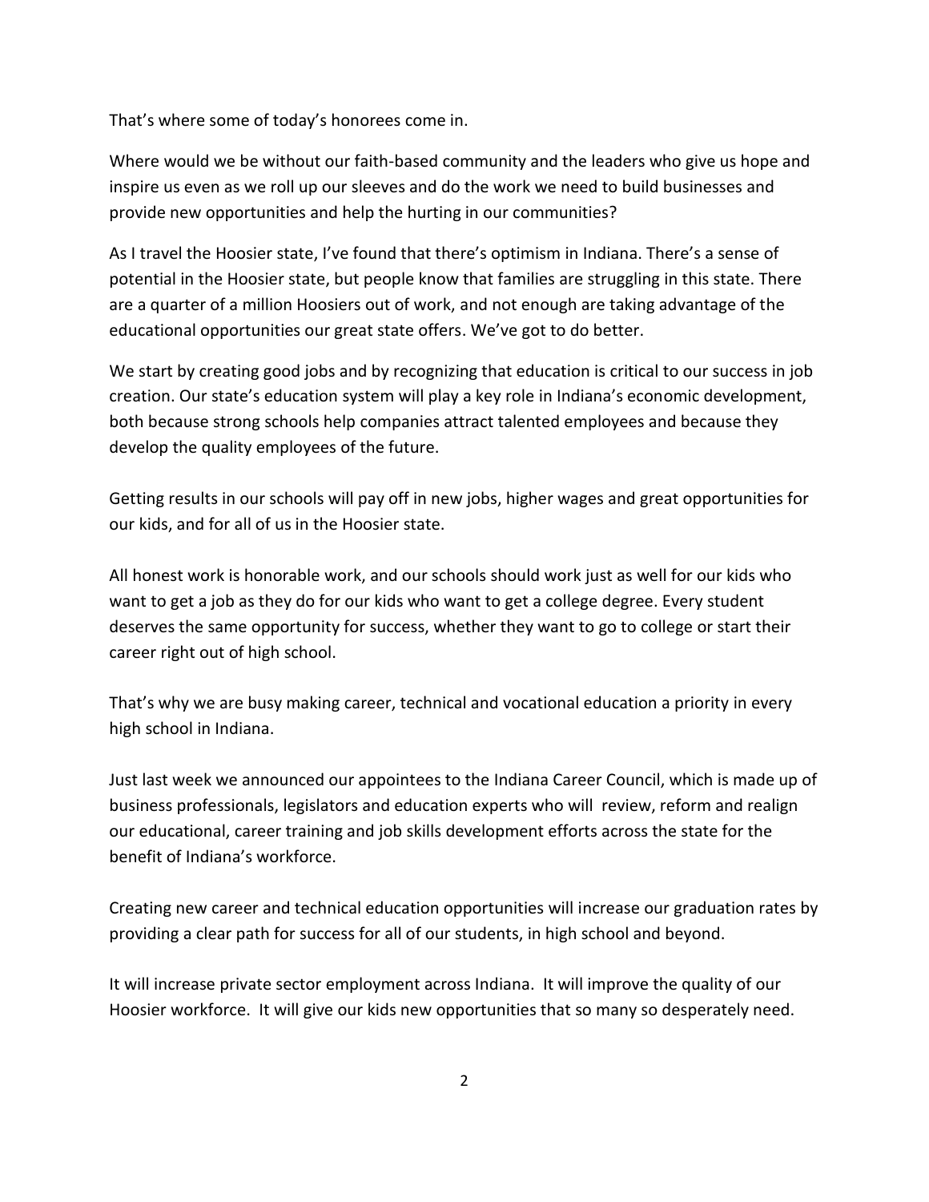That's where some of today's honorees come in.

Where would we be without our faith-based community and the leaders who give us hope and inspire us even as we roll up our sleeves and do the work we need to build businesses and provide new opportunities and help the hurting in our communities?

As I travel the Hoosier state, I've found that there's optimism in Indiana. There's a sense of potential in the Hoosier state, but people know that families are struggling in this state. There are a quarter of a million Hoosiers out of work, and not enough are taking advantage of the educational opportunities our great state offers. We've got to do better.

We start by creating good jobs and by recognizing that education is critical to our success in job creation. Our state's education system will play a key role in Indiana's economic development, both because strong schools help companies attract talented employees and because they develop the quality employees of the future.

Getting results in our schools will pay off in new jobs, higher wages and great opportunities for our kids, and for all of us in the Hoosier state.

All honest work is honorable work, and our schools should work just as well for our kids who want to get a job as they do for our kids who want to get a college degree. Every student deserves the same opportunity for success, whether they want to go to college or start their career right out of high school.

That's why we are busy making career, technical and vocational education a priority in every high school in Indiana.

Just last week we announced our appointees to the Indiana Career Council, which is made up of business professionals, legislators and education experts who will review, reform and realign our educational, career training and job skills development efforts across the state for the benefit of Indiana's workforce.

Creating new career and technical education opportunities will increase our graduation rates by providing a clear path for success for all of our students, in high school and beyond.

It will increase private sector employment across Indiana. It will improve the quality of our Hoosier workforce. It will give our kids new opportunities that so many so desperately need.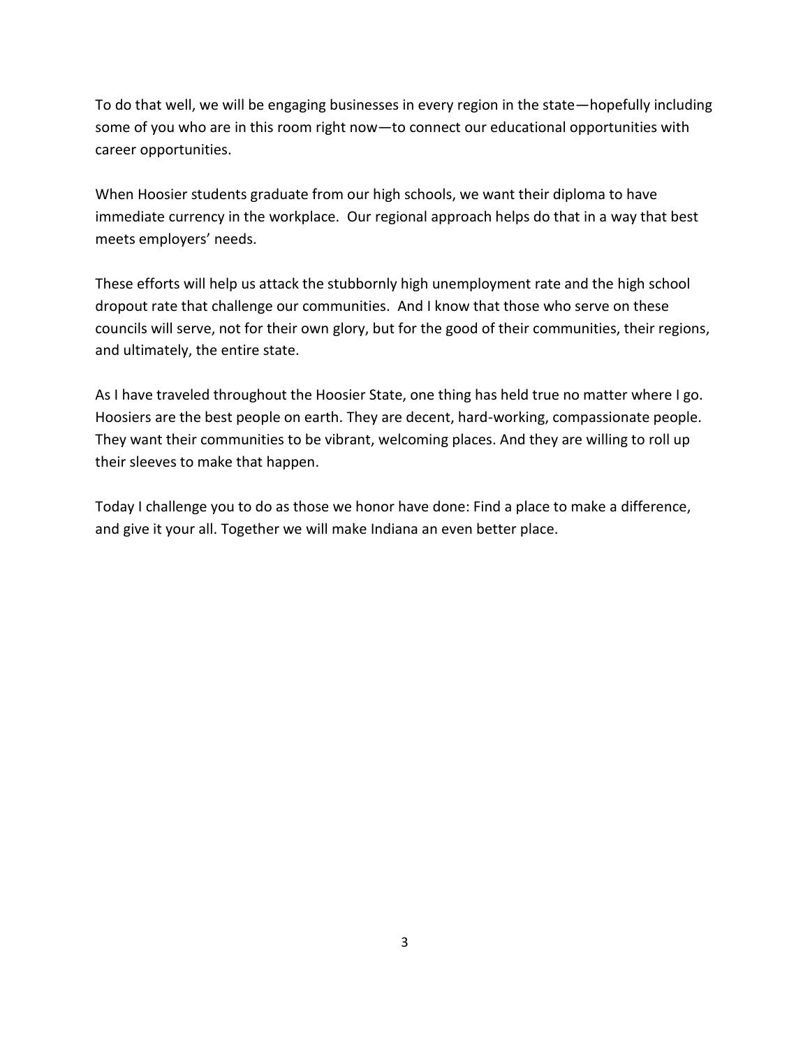To do that well, we will be engaging businesses in every region in the state—hopefully including some of you who are in this room right now—to connect our educational opportunities with career opportunities.

When Hoosier students graduate from our high schools, we want their diploma to have immediate currency in the workplace. Our regional approach helps do that in a way that best meets employers' needs.

These efforts will help us attack the stubbornly high unemployment rate and the high school dropout rate that challenge our communities. And I know that those who serve on these councils will serve, not for their own glory, but for the good of their communities, their regions, and ultimately, the entire state.

As I have traveled throughout the Hoosier State, one thing has held true no matter where I go. Hoosiers are the best people on earth. They are decent, hard-working, compassionate people. They want their communities to be vibrant, welcoming places. And they are willing to roll up their sleeves to make that happen.

Today I challenge you to do as those we honor have done: Find a place to make a difference, and give it your all. Together we will make Indiana an even better place.